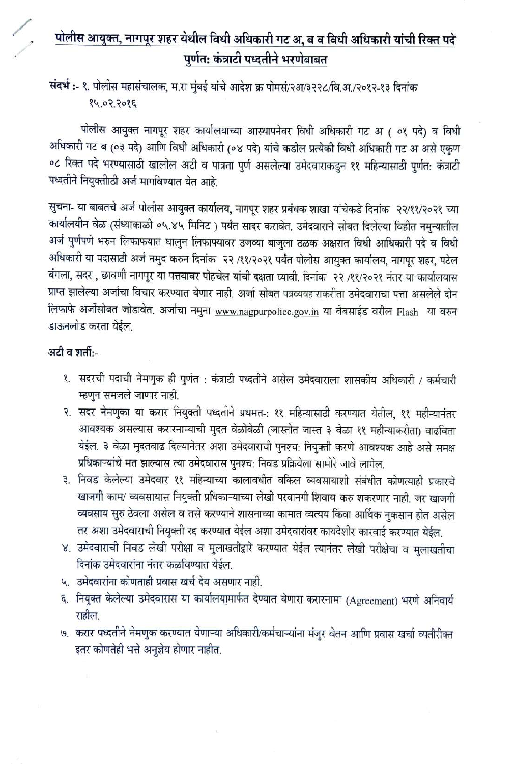# पोलीस आयुक्त, नागपूर शहर येथील विधी अधिकारी गट अ, ब व विधी अधिकारी यांची रिक्त पदे पुर्णतः कंत्राटी पध्दतीने भरणेबाबत

**संदर्भ :-** १. पोलीस महासंचालक, म.रा मुंबई यांचे आदेश क्र पोमसं/२अ/३२२८/वि.अ./२०१२-१३ दिनांक १५.०२.२०१६

पोलीस आयुक्त नागपूर शहर कार्यालयाच्या आस्थापनेवर विधी अधिकारी गट अ ( ०१ पदे) व विधी अधिकारी गट ब (०३ पदे) आणि विधी अधिकारी (०४ पदे) यांचे कडील प्रत्येकी विधी अधिकारी गट अ असे एकुण ०८ रिक्त पदे भरण्यासाठी खालील अटी व पात्रता पुर्ण असलेल्या उमेदवाराकडुन ११ महिन्यासाठी पुर्णतः कंत्राटी पध्दतीने नियुक्तीाठी अर्ज मागविण्यात येत आहे.

सुचना- या बाबतचे अर्ज पोलीस आयुक्त कार्यालय, नागपूर शहर प्रबंधक शाखा यांचेकडे दिनांक २२/११/२०२१ च्या कार्यालयीन वेळ (संध्याकाळी ०५.४५ मिनिट ) पर्यंत सादर करावेत. उमेदवाराने सोबत दिलेल्या विहीत नमुन्यातील अर्ज पुर्णपणे भरुन लिफाफ्यात घालुन लिफाफ्यावर उजव्या बाजुला ठळक अक्षरात विधी अधिकारी पदे व विधी अधिकारी या पदासाठी अर्ज नमुद करुन दिनांक २२ /११/२०२१ पर्यंत पोलीस आयुक्त कार्यालय, नागपूर शहर, पटेल बंगला, सदर , छावणी नागपूर या पत्तयावर पोहचेल यांची दक्षता घ्यावी. दिनांक २२ /११/२०२१ नंतर या कार्यालयास प्राप्त झालेल्या अर्जाचा विचार करण्यात येणार नाही. अर्जा सोबत पत्रव्यवहाराकरीता उमेदवाराचा पत्ता असलेले दोन लिफाफे अर्जासोबत जोडावेत. अर्जाचा नमुना www.nagpurpolice.gov.in या वेबसाईड वरील Flash या वरुन डाऊनलोड करता येईल.

**अटी व शर्ती:-**

१. सदरची पदाची नेमणुक ही पुर्णत : कंत्राटी पध्दतीने असेल उमेदवाराला शासकीय अधिकारी / कर्मचारी म्हणुन समजले जाणार नाही.

२. सदर नेमणुका या करार नियुक्ती पध्दतीने प्रथमत-: ११ महिन्यासाठी करण्यात येतील, ११ महीन्यानंतर आवश्यक असल्यास करारनाम्याची मुदत वेळोवेळी (जास्तीत जास्त ३ वेळा ११ महीन्याकरीता) वाढविता येईल. ३ वेळा मुदतवाढ दिल्यानेतर अशा उमेदवाराची पुनश्च: नियुक्ती करणे आवश्यक आहे असे समक्ष प्रधिकाऱ्यांचे मत झाल्यास त्या उमेदवारास पुनश्चः निवड प्रक्रियेला सामोरे जावे लागेल.

३. निवड केलेल्या उमेदवार ११ महिन्याच्या कालावधीत वकिल व्यवसायाशी संबंधीत कोणत्याही प्रकारचे खाजगी काम/ व्यवसायास नियुक्ती प्रधिकाऱ्याच्या लेखी परवानगी शिवाय करु शकरणार नाही. जर खाजगी व्यवसाय सुरु ठेवला असेल व तसे करण्याने शासनाच्या कामात व्यत्यय किंवा आर्थिक नुकसान होत असेल तर अशा उमेदवाराची नियुक्ती रद्द करण्यात येईल अशा उमेदवारांवर कायदेशीर कारवाई करण्यात येईल.

४. उमेदवाराची निवड लेखी परीक्षा व मुलाखतीद्वारे करण्यात येईल त्यानंतर लेखी परीक्षेचा व मुलाखतीचा दिनांक उमेदवारांना नंतर कळविण्यात येईल.

५. उमेदवारांना कोणताही प्रवास खर्च देय असणार नाही.

६. नियुक्त केलेल्या उमेदवारास या कार्यालयामार्फत देण्यात येणारा करारनामा (Agreement) भरणे अनिवार्य राहील.

७. करार पध्दतीने नेमणुक करण्यात येणाऱ्या अधिकारी/कर्मचाऱ्यांना मंजुर वेतन आणि प्रवास खर्चा व्यतीरीक्त इतर कोणतेही भत्ते अनुज्ञेय होणार नाहीत.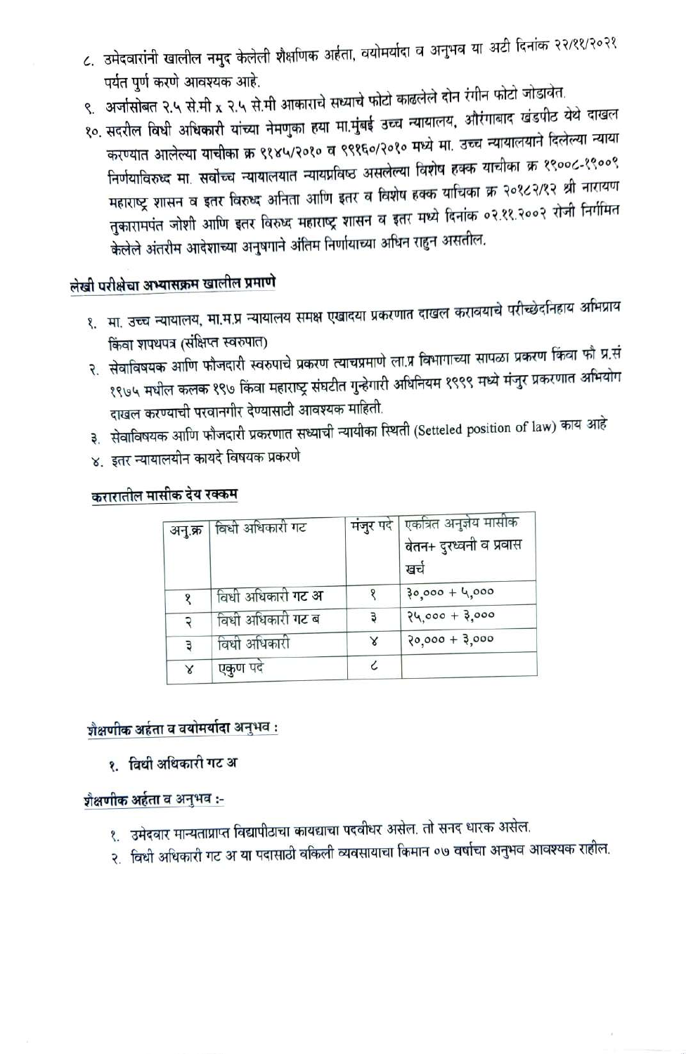८. उमेदवारांनी खालील नमुद केलेली शैक्षणिक अर्हता, वयोमर्यादा व अनुभव या अटी दिनांक २२/११/२०२१ पर्यंत पुर्ण करणे आवश्यक आहे.

९. अर्जासोबत २.५ से.मी x २.५ से.मी आकाराचे सध्याचे फोटो काढलेले दोन रंगीन फोटो जोडावेत.

१०. सदरील विधी अधिकारी यांच्या नेमणुका हया मा.मुंबई उच्च न्यायालय, औरंगाबाद खंडपीठ येथे दाखल करण्यात आलेल्या याचीका क्र ९१४५/२०१० व ९९१६०/२०१० मध्ये मा. उच्च न्यायालयाने दिलेल्या न्याया निर्णयाविरुध्द मा. सर्वोच्च न्यायालयात न्यायप्रविष्ठ असलेल्या विशेष हक्क याचीका क्र १९००८-१९००९ महाराष्ट्र शासन व इतर विरुध्द अनिता आणि इतर व विशेष हक्क याचिका क्र २०१८२/१२ श्री नारायण तुकारामपंत जोशी आणि इतर विरुध्द महाराष्ट्र शासन व इतर मध्ये दिनांक ०२.११.२००२ रोजी निर्गमित केलेले अंतरीम आदेशाच्या अनुषगाने अंतिम निर्णयाच्या अधिन राहुन असतील.

**लेखी परीक्षेचा अभ्यासक्रम खालील प्रमाणे**

१. मा. उच्च न्यायालय, मा.म.प्र न्यायालय समक्ष एखादया प्रकरणात दाखल करावयाचे परीच्छेदनिहाय अभिप्राय किंवा शपथपत्र (संक्षिप्त स्वरुपात)

२. सेवाविषयक आणि फौजदारी स्वरुपाचे प्रकरण त्याचप्रमाणे ला.प्र विभागाच्या सापळा प्रकरण किंवा फौ प्र.सं १९७५ मधील कलक १९७ किंवा महाराष्ट्र संघटीत गुन्हेगारी अधिनियम १९९९ मध्ये मंजुर प्रकरणात अभियोग दाखल करण्याची परवानगीर देण्यासाठी आवश्यक माहिती.

३. सेवाविषयक आणि फौजदारी प्रकरणात सध्याची न्यायीका स्थिती (Setteled position of law) काय आहे

४. इतर न्यायालयीन कायदे विषयक प्रकरणे

**करारातील मासीक देय रक्कम**

| अनु.क्र | विधी अधिकारी गट | मंजुर पदे | एकत्रित अनुज्ञेय मासीक वेतन+ दुरध्वनी व प्रवास खर्च |
|---|---|---|---|
| १ | विधी अधिकारी गट अ | १ | ३०,००० + ५,००० |
| २ | विधी अधिकारी गट ब | ३ | २५,००० + ३,००० |
| ३ | विधी अधिकारी | ४ | २०,००० + ३,००० |
| ४ | एकुण पदे | ८ | |

**शैक्षणीक अर्हता व वयोमर्यादा अनुभव :**

१. **विधी अधिकारी गट अ**

**शैक्षणीक अर्हता व अनुभव :-**

१. उमेदवार मान्यताप्राप्त विद्यापीठाचा कायद्याचा पदवीधर असेल. तो सनद धारक असेल.

२. विधी अधिकारी गट अ या पदासाठी वकिली व्यवसायाचा किमान ०७ वर्षाचा अनुभव आवश्यक राहील.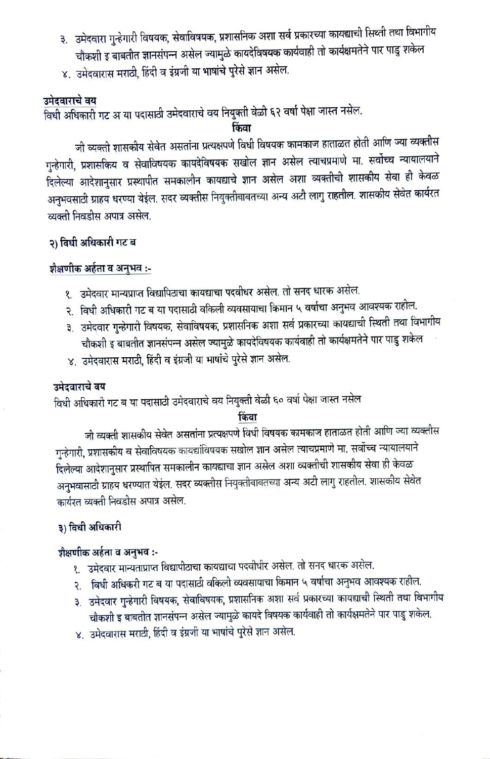३. उमेदवारा गुन्हेगारी विषयक, सेवाविषयक, प्रशासनिक अशा सर्व प्रकारच्या कायद्याची सिथ्ती तथा विभागीय चौकशी इ बाबतीत ज्ञानसंपन्न असेल ज्यामुळे कायदेविषयक कार्यवाही तो कार्यक्षमतेने पार पाडु शकेल

४. उमेदवारास मराठी, हिंदी व इंग्रजी या भाषांचे पुरेसे ज्ञान असेल.

**उमेदवाराचे वय**

विधी अधिकारी गट अ या पदासाठी उमेदवाराचे वय नियुक्ती वेळी ६२ वर्षा पेक्षा जास्त नसेल.

**किंवा**

जी व्यक्ती शासकीय सेवेत असतांना प्रत्यक्षपणे विधी विषयक कामकाज हाताळत होती आणि ज्या व्यक्तीस गुन्हेगारी, प्रशासकिय व सेवाविषयक कायदेविषयक सखोल ज्ञान असेल त्याचप्रमाणे मा. सर्वोच्च न्यायालयाने दिलेल्या आदेशानुसार प्रस्थापीत समकालीन कायद्याचे ज्ञान असेल अशा व्यक्तीची शासकीय सेवा ही केवळ अनुभवसाठी ग्राहय धरण्या येईल. सदर व्यक्तीस नियुक्तीबाबतच्या अन्य अटी लागु राहतील. शासकीय सेवेत कार्यरत व्यक्ती निवडीस अपात्र असेल.

**२) विधी अधिकारी गट ब**

**शैक्षणीक अर्हता व अनुभव :-**

१. उमेदवार मान्यप्राप्त विद्यापिठाचा कायद्याचा पदवीधर असेल. तो सनद धारक असेल.

२. विधी अधिकारी गट ब या पदासाठी वकिली व्यवसायाचा किमान ५ वर्षाचा अनुभव आवश्यक राहील.

३. उमेदवार गुन्हेगारी विषयक, सेवाविषयक, प्रशासनिक अशा सर्व प्रकारच्या कायद्याची स्थिती तथा विभागीय चौकशी इ बाबतीत ज्ञानसंपन्न असेल ज्यामुळे कायदेविषयक कार्यवाही तो कार्यक्षमतेने पार पाडु शकेल

४. उमेदवारास मराठी, हिंदी व इंग्रजी या भाषांचे पुरेसे ज्ञान असेल.

**उमेदवाराचे वय**

विधी अधिकारी गट ब या पदासाठी उमेदवाराचे वय नियुक्ती वेळी ६० वर्षा पेक्षा जास्त नसेल

**किंवा**

जी व्यक्ती शासकीय सेवेत असतांना प्रत्यक्षपणे विधी विषयक कामकाज हाताळत होती आणि ज्या व्यक्तीस गुन्हेगारी, प्रशासकीय व सेवाविषयक कायद्यांविषयक सखोल ज्ञान असेल त्याचप्रमाणे मा. सर्वोच्च न्यायालयाने दिलेल्या आदेशानुसार प्रस्थापित समकालीन कायद्याचा ज्ञान असेल अशा व्यक्तीची शासकीय सेवा ही केवळ अनुभवासाठी ग्राहय धरण्यात येईल. सदर व्यक्तीस नियुक्तीबाबतच्या अन्य अटी लागु राहतील. शासकीय सेवेत कार्यरत व्यक्ती निवडीस अपात्र असेल.

**३) विधी अधिकारी**

**शैक्षणीक अर्हता व अनुभव :-**

१. उमेदवार मान्यताप्राप्त विद्यापीठाचा कायद्याचा पदवीधर असेल. तो सनद धारक असेल.

२. विधी अधिकारी गट ब या पदासाठी वकिली व्यवसायाचा किमान ५ वर्षाचा अनुभव आवश्यक राहील.

३. उमेदवार गुन्हेगारी विषयक, सेवाविषयक, प्रशासनिक अशा सर्व प्रकारच्या कायद्याची स्थिती तथा विभागीय चौकशी इ बाबतीत ज्ञानसंपन्न असेल ज्यामुळे कायदे विषयक कार्यवाही तो कार्यक्षमतेने पार पाडु शकेल.

४. उमेदवारास मराठी, हिंदी व इंग्रजी या भाषांचे पुरेसे ज्ञान असेल.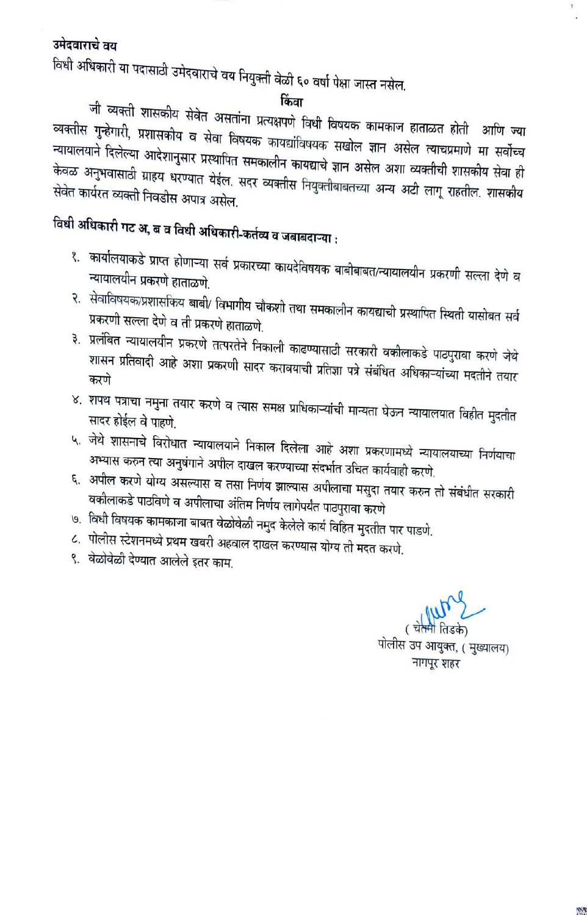**उमेदवाराचे वय**

विधी अधिकारी या पदासाठी उमेदवाराचे वय नियुक्ती वेळी ६० वर्षा पेक्षा जास्त नसेल.

**किंवा**

जी व्यक्ती शासकीय सेवेत असतांना प्रत्यक्षपणे विधी विषयक कामकाज हाताळत होती आणि ज्या व्यक्तीस गुन्हेगारी, प्रशासकीय व सेवा विषयक कायद्यांविषयक सखोल ज्ञान असेल त्याचप्रमाणे मा सर्वोच्च न्यायालयाने दिलेल्या आदेशानुसार प्रस्थापित समकालीन कायद्याचे ज्ञान असेल अशा व्यक्तीची शासकीय सेवा ही केवळ अनुभवासाठी ग्राह्य धरण्यात येईल. सदर व्यक्तीस नियुक्तीबाबतच्या अन्य अटी लागू राहतील. शासकीय सेवेत कार्यरत व्यक्ती निवडीस अपात्र असेल.

**विधी अधिकारी गट अ, ब व विधी अधिकारी-कर्तव्य व जबाबदाऱ्या :**

१. कार्यालयाकडे प्राप्त होणाऱ्या सर्व प्रकारच्या कायदेविषयक बाबीबाबत/न्यायालयीन प्रकरणी सल्ला देणे व न्यायालयीन प्रकरणे हाताळणे.
२. सेवाविषयक/प्रशासकिय बाबी/ विभागीय चौकशी तथा समकालीन कायद्याची प्रस्थापित स्थिती यासोबत सर्व प्रकरणी सल्ला देणे व ती प्रकरणे हाताळणे.
३. प्रलंबित न्यायालयीन प्रकरणे तत्परतेने निकाली काढण्यासाठी सरकारी वकीलाकडे पाठपुरावा करणे जेथे शासन प्रतिवादी आहे अशा प्रकरणी सादर करावयाची प्रतिज्ञा पत्रे संबंधित अधिकाऱ्यांच्या मदतीने तयार करणे
४. शपथ पत्राचा नमुना तयार करणे व त्यास सक्षम प्राधिकाऱ्यांची मान्यता घेऊन न्यायालयात विहीत मुदतीत सादर होईल वे पाहणे.
५. जेथे शासनाचे विरोधात न्यायालयाने निकाल दिलेला आहे अशा प्रकरणामध्ये न्यायालयाच्या निर्णयाचा अभ्यास करुन त्या अनुषंगाने अपील दाखल करण्याच्या संदर्भात उचित कार्यवाही करणे.
६. अपील करणे योग्य असल्यास व तसा निर्णय झाल्यास अपीलाचा मसुदा तयार करुन तो संबंधीत सरकारी वकीलाकडे पाठविणे व अपीलाचा अंतिम निर्णय लागेपर्यंत पाठपुरावा करणे
७. विधी विषयक कामकाजा बाबत वेळोवेळी नमुद केलेले कार्य विहित मुदतीत पार पाडणे.
८. पोलीस स्टेशनमध्ये प्रथम खबरी अहवाल दाखल करण्यास योग्य ती मदत करणे.
९. वेळोवेळी देण्यात आलेले इतर काम.

(चेतना तिडके)
पोलीस उप आयुक्त, (मुख्यालय)
नागपूर शहर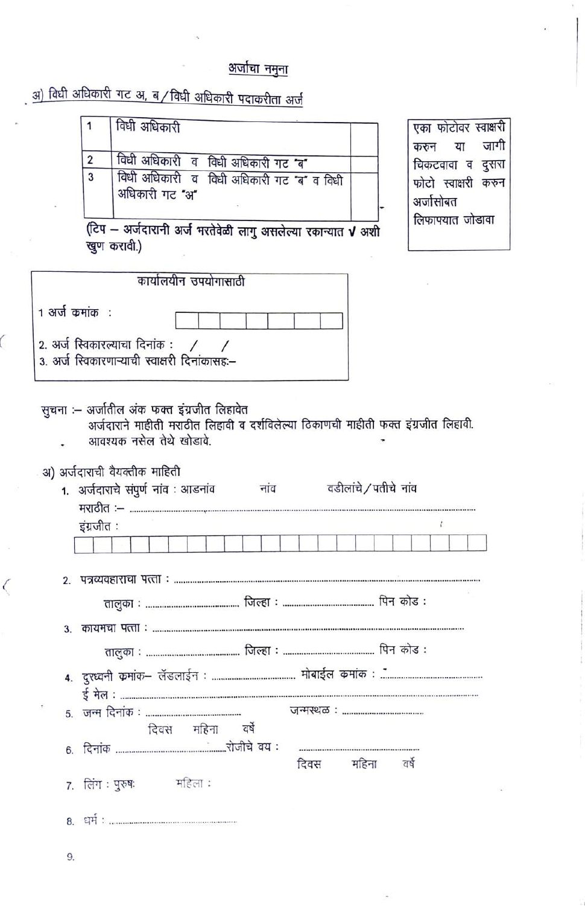## अर्जाचा नमुना

### अ) विधी अधिकारी गट अ, ब/विधी अधिकारी पदाकरीता अर्ज

| | | |
|---|---|---|
| 1 | विधी अधिकारी | |
| 2 | विधी अधिकारी व विधी अधिकारी गट "ब" | |
| 3 | विधी अधिकारी व विधी अधिकारी गट "ब" व विधी अधिकारी गट "अ" | |

(टिप – अर्जदारानी अर्ज भरतेवेळी लागु असलेल्या रकान्यात √ अशी खुण करावी.)

एका फोटोवर स्वाक्षरी करुन या जागी चिकटवावा व दुसरा फोटो स्वाक्षरी करुन अर्जासोबत लिफाफ्यात जोडावा

**कार्यालयीन उपयोगासाठी**

1 अर्ज कमांक :

2. अर्ज स्विकारल्याचा दिनांक : / /

3. अर्ज स्विकारणाऱ्याची स्वाक्षरी दिनांकासह:–

सुचना :– अर्जातील अंक फक्त इंग्रजीत लिहावेत
अर्जदाराने माहीती मराठीत लिहावी व दर्शविलेल्या ठिकाणची माहीती फक्त इंग्रजीत लिहावी.
आवश्यक नसेल तेथे खोडावे.

अ) अर्जदाराची वैयक्तीक माहिती

1. अर्जदाराचे संपुर्ण नांव : आडनांव नांव वडीलांचे/पतीचे नांव
   मराठीत :– ..........
   इंग्रजीत :
2. पत्रव्यवहाराचा पत्ता : ..........
   तालुका : .......... जिल्हा : .......... पिन कोड :
3. कायमचा पत्ता : ..........
   तालुका : .......... जिल्हा : .......... पिन कोड :
4. दुरध्वनी कमांक– लॅडलाईन : .......... मोबाईल कमांक : ..........
   ई मेल : ..........
5. जन्म दिनांक : .......... जन्मस्थळ : ..........
   दिवस महिना वर्षे
6. दिनांक ..........रोजीचे वय : ..........
   दिवस महिना वर्षे
7. लिंग : पुरुषः महिला :
8. धर्म : ..........
9.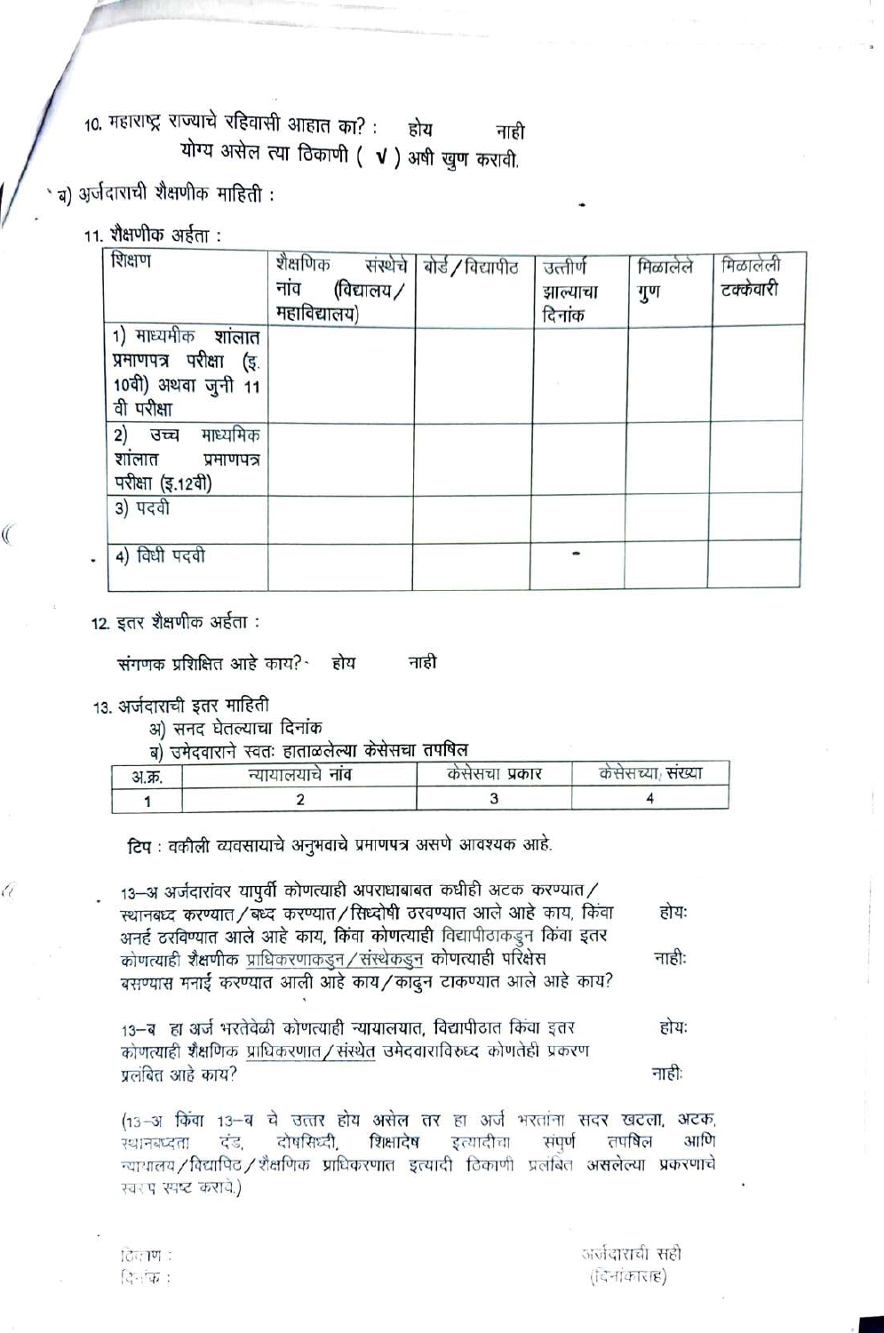10. महाराष्ट्र राज्याचे रहिवासी आहात का? : होय नाही

योग्य असेल त्या ठिकाणी ( √ ) अशी खुण करावी.

ब) अर्जदाराची शैक्षणीक माहिती :

11. शैक्षणीक अर्हता :

| शिक्षण | शैक्षणिक संस्थेचे नांव (विद्यालय/ महाविद्यालय) | बोर्ड / विद्यापीठ | उत्तीर्ण झाल्याचा दिनांक | मिळालेले गुण | मिळालेली टक्केवारी |
|---|---|---|---|---|---|
| 1) माध्मीक शांलात प्रमाणपत्र परीक्षा (इ. 10वी) अथवा जुनी 11 वी परीक्षा | | | | | |
| 2) उच्च माध्यमिक शांलात प्रमाणपत्र परीक्षा (इ.12वी) | | | | | |
| 3) पदवी | | | | | |
| 4) विधी पदवी | | | | | |

12. इतर शैक्षणीक अर्हता :

संगणक प्रशिक्षित आहे काय? होय नाही

13. अर्जदाराची इतर माहिती

अ) सनद घेतल्याचा दिनांक

ब) उमेदवाराने स्वतः हाताळलेल्या केसेसचा तपषिल

| अ.क्र. | न्यायालयाचे नांव | केसेसचा प्रकार | केसेसच्या संख्या |
|---|---|---|---|
| 1 | 2 | 3 | 4 |

टिप : वकीली व्यवसायाचे अनुभवाचे प्रमाणपत्र असणे आवश्यक आहे.

13–अ अर्जदारांवर यापुर्वी कोणत्याही अपराधाबाबत कधीही अटक करण्यात / स्थानबध्द करण्यात / बध्द करण्यात / सिध्दोषी ठरवण्यात आले आहे काय, किंवा अनर्ह ठरविण्यात आले आहे काय, किंवा कोणत्याही विद्यापीठाकडुन किंवा इतर कोणत्याही शैक्षणीक प्राधिकरणाकडुन / संस्थेकडुन कोणत्याही परिक्षेस बसण्यास मनाई करण्यात आली आहे काय / काढुन टाकण्यात आले आहे काय? होयः नाहीः

13–ब हा अर्ज भरतेवेळी कोणत्याही न्यायालयात, विद्यापीठात किंवा इतर कोणत्याही शैक्षणिक प्राधिकरणात / संस्थेत उमेदवाराविरुध्द कोणतेही प्रकरण प्रलंबित आहे काय? होयः नाहीः

(13–अ किंवा 13–ब चे उत्तर होय असेल तर हा अर्ज भरतांना सदर खटला, अटक, स्थानबध्दता दंड, दोषसिध्दी, शिक्षादेष इत्यादीचा संपुर्ण तपषिल आणि न्यायालय / विद्यापिठ / शैक्षणिक प्राधिकरणात इत्यादी ठिकाणी प्रलंबित असलेल्या प्रकरणाचे स्वरुप स्पष्ट करावे.)

ठिकाण :

दिनांक :

अर्जदाराची सही

(दिनांकासह)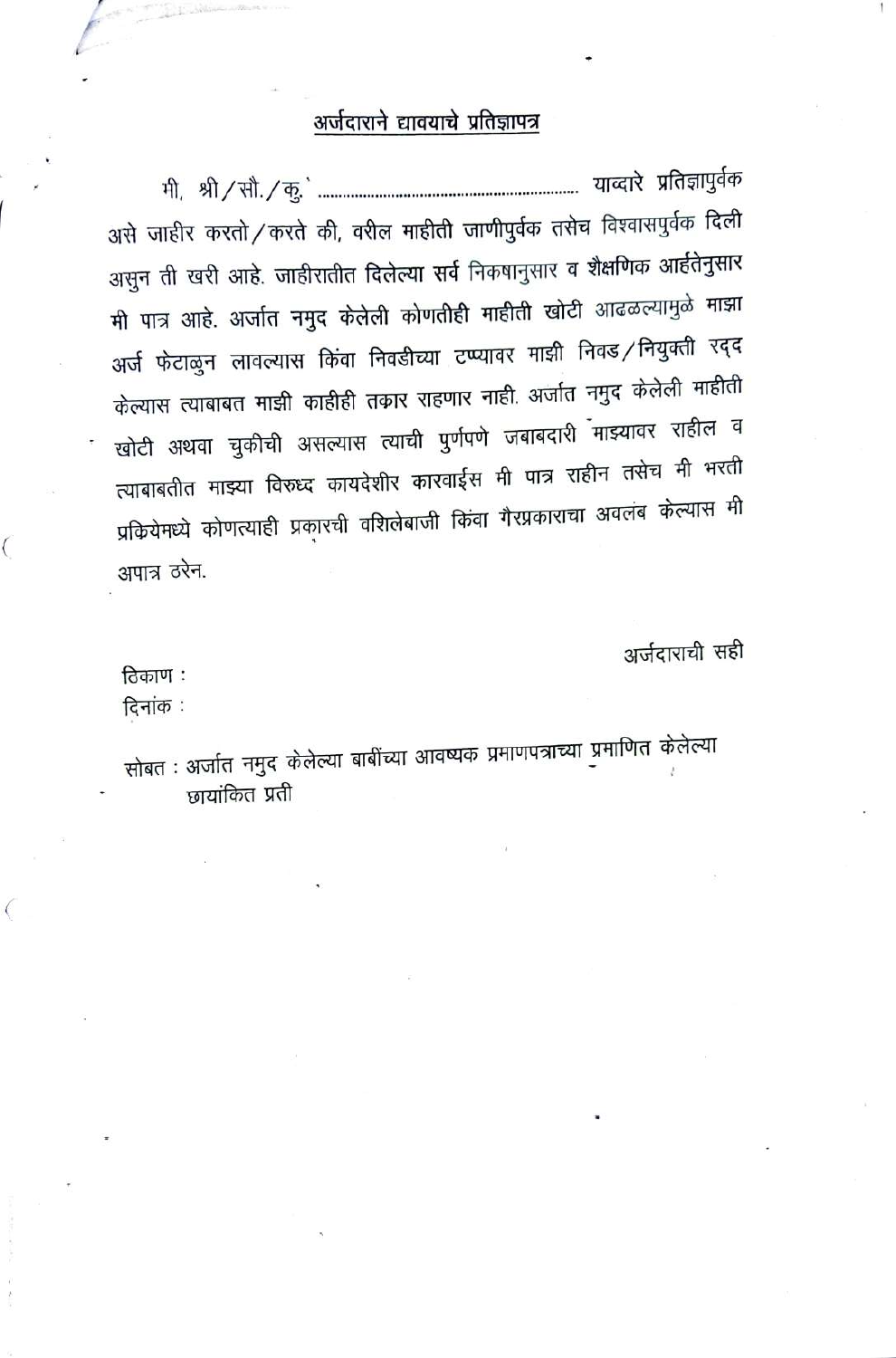# अर्जदाराने द्यावयाचे प्रतिज्ञापत्र

मी, श्री/सौ./कु. ............................................................ याव्दारे प्रतिज्ञापुर्वक असे जाहीर करतो/करते की, वरील माहीती जाणीपुर्वक तसेच विश्वासपुर्वक दिली असुन ती खरी आहे. जाहीरातीत दिलेल्या सर्व निकषानुसार व शैक्षणिक आर्हतेनुसार मी पात्र आहे. अर्जात नमुद केलेली कोणतीही माहीती खोटी आढळल्यामुळे माझा अर्ज फेटाळुन लावल्यास किंवा निवडीच्या टप्प्यावर माझी निवड/नियुक्ती रद्द केल्यास त्याबाबत माझी काहीही तक्रार राहणार नाही. अर्जात नमुद केलेली माहीती खोटी अथवा चुकीची असल्यास त्याची पुर्णपणे जबाबदारी माझ्यावर राहील व त्याबाबतीत माझ्या विरुध्द कायदेशीर कारवाईस मी पात्र राहीन तसेच मी भरती प्रकियेमध्ये कोणत्याही प्रकारची वशिलेबाजी किंवा गैरप्रकाराचा अवलंब केल्यास मी अपात्र ठरेन.

अर्जदाराची सही

ठिकाण :

दिनांक :

सोबत : अर्जात नमुद केलेल्या बाबींच्या आवष्यक प्रमाणपत्राच्या प्रमाणित केलेल्या छायांकित प्रती